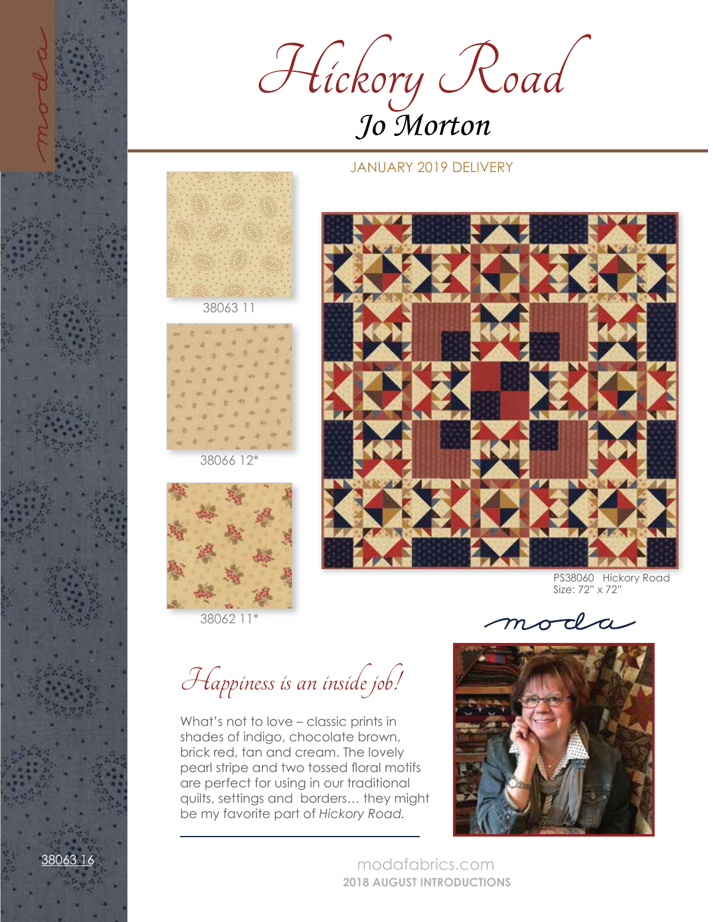# Hickory Road

## Jo Morton

JANUARY 2019 DELIVERY

38063 11

38066 12*

38062 11*

PS38060 Hickory Road
Size: 72" x 72"

moda

*Happiness is an inside job!*

What's not to love – classic prints in shades of indigo, chocolate brown, brick red, tan and cream. The lovely pearl stripe and two tossed floral motifs are perfect for using in our traditional quilts, settings and borders… they might be my favorite part of *Hickory Road.*

38063 16

modafabrics.com

**2018 AUGUST INTRODUCTIONS**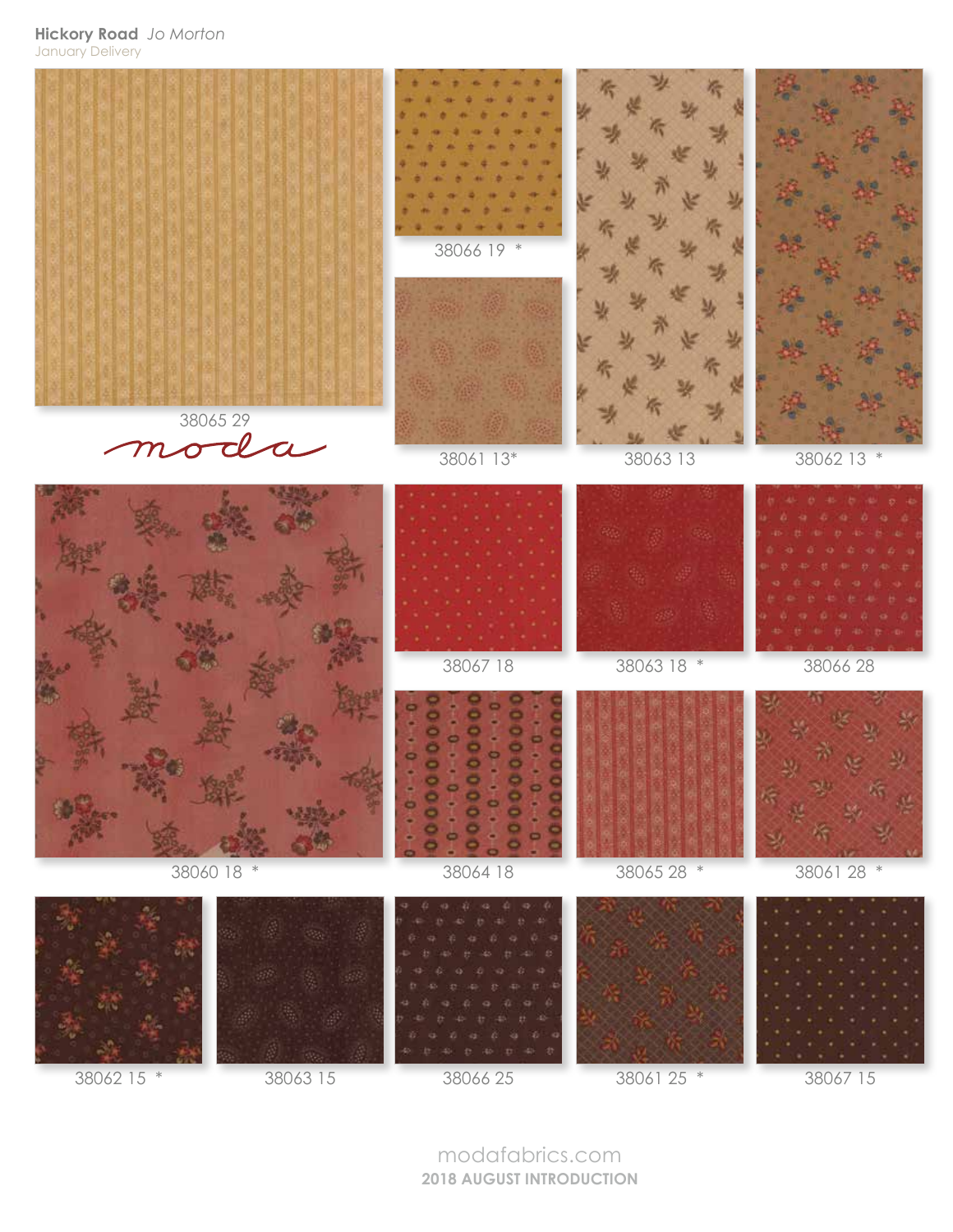**Hickory Road** *Jo Morton*

January Delivery

38065 29

moda

38066 19 *

38061 13*

38063 13

38062 13 *

38060 18 *

38067 18

38063 18 *

38066 28

38064 18

38065 28 *

38061 28 *

38062 15 *

38063 15

38066 25

38061 25 *

38067 15

modafabrics.com

**2018 AUGUST INTRODUCTION**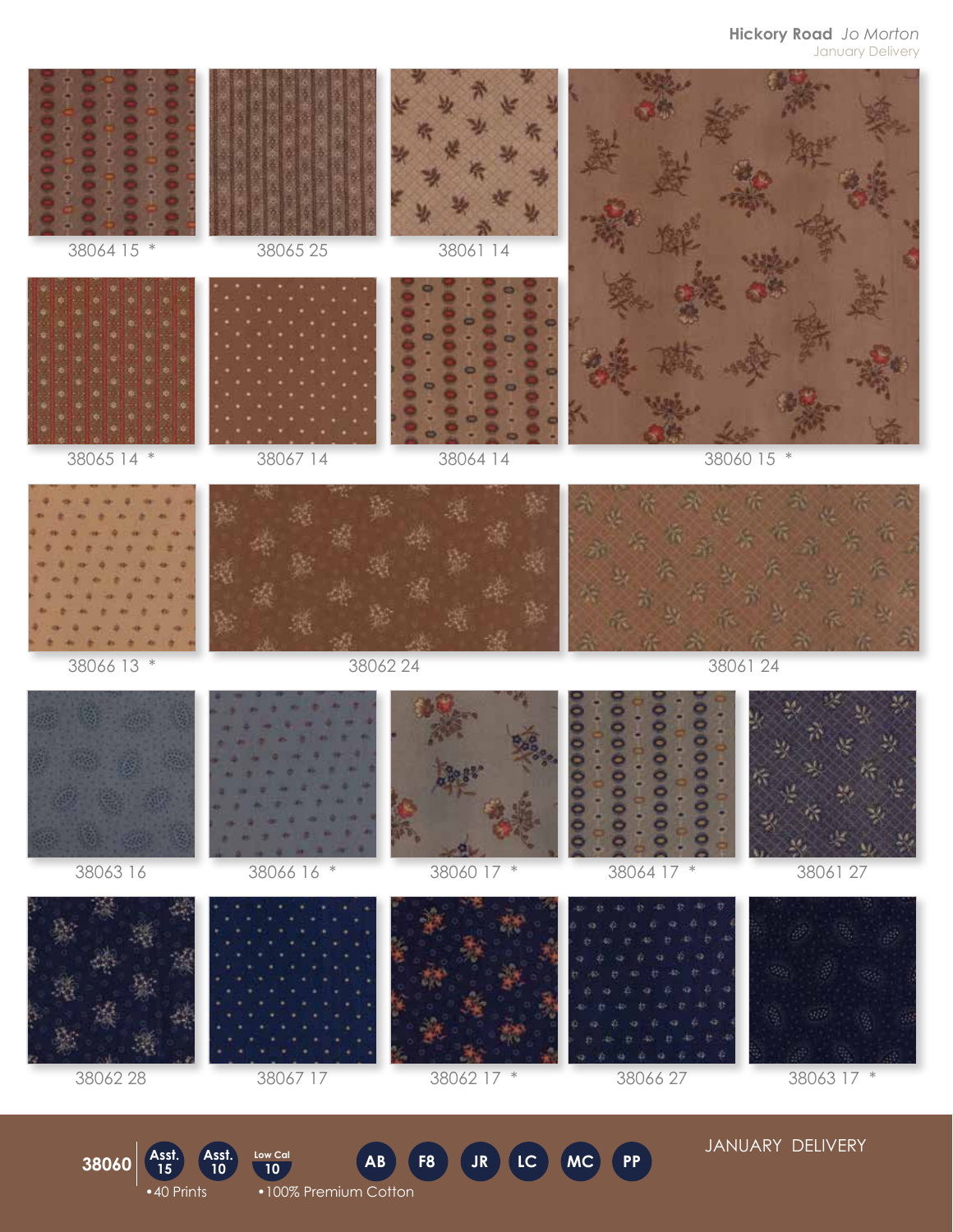**Hickory Road** *Jo Morton*
January Delivery

38064 15 *

38065 25

38061 14

38065 14 *

38067 14

38064 14

38060 15 *

38066 13 *

38062 24

38061 24

38063 16

38066 16 *

38060 17 *

38064 17 *

38061 27

38062 28

38067 17

38062 17 *

38066 27

38063 17 *

38060 Asst. 15 Asst. 10 Low Cal 10 AB F8 JR LC MC PP

• 40 Prints

• 100% Premium Cotton

JANUARY DELIVERY